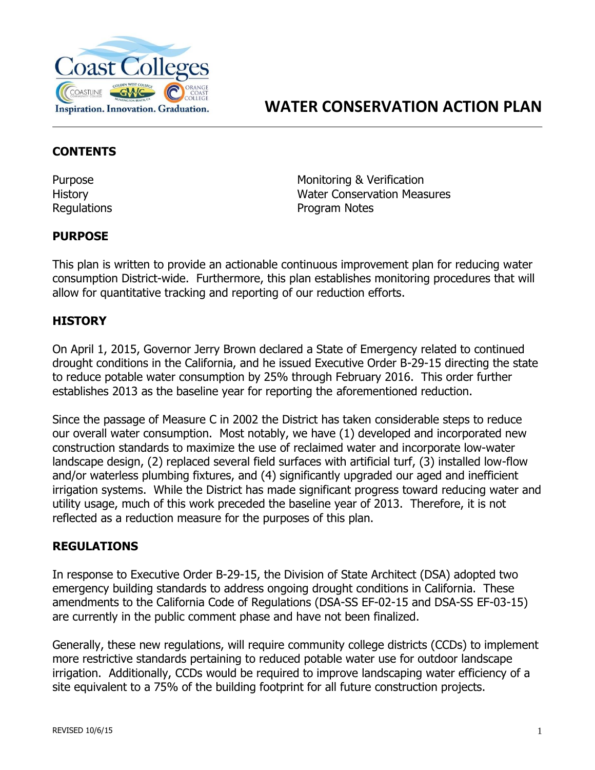# WATER CONSERVATION ACTION PLAN

## CONTENTS

Purpose
History
Regulations
Monitoring & Verification
Water Conservation Measures
Program Notes

## PURPOSE

This plan is written to provide an actionable continuous improvement plan for reducing water consumption District-wide. Furthermore, this plan establishes monitoring procedures that will allow for quantitative tracking and reporting of our reduction efforts.

## HISTORY

On April 1, 2015, Governor Jerry Brown declared a State of Emergency related to continued drought conditions in the California, and he issued Executive Order B-29-15 directing the state to reduce potable water consumption by 25% through February 2016. This order further establishes 2013 as the baseline year for reporting the aforementioned reduction.

Since the passage of Measure C in 2002 the District has taken considerable steps to reduce our overall water consumption. Most notably, we have (1) developed and incorporated new construction standards to maximize the use of reclaimed water and incorporate low-water landscape design, (2) replaced several field surfaces with artificial turf, (3) installed low-flow and/or waterless plumbing fixtures, and (4) significantly upgraded our aged and inefficient irrigation systems. While the District has made significant progress toward reducing water and utility usage, much of this work preceded the baseline year of 2013. Therefore, it is not reflected as a reduction measure for the purposes of this plan.

## REGULATIONS

In response to Executive Order B-29-15, the Division of State Architect (DSA) adopted two emergency building standards to address ongoing drought conditions in California. These amendments to the California Code of Regulations (DSA-SS EF-02-15 and DSA-SS EF-03-15) are currently in the public comment phase and have not been finalized.

Generally, these new regulations, will require community college districts (CCDs) to implement more restrictive standards pertaining to reduced potable water use for outdoor landscape irrigation. Additionally, CCDs would be required to improve landscaping water efficiency of a site equivalent to a 75% of the building footprint for all future construction projects.

REVISED 10/6/15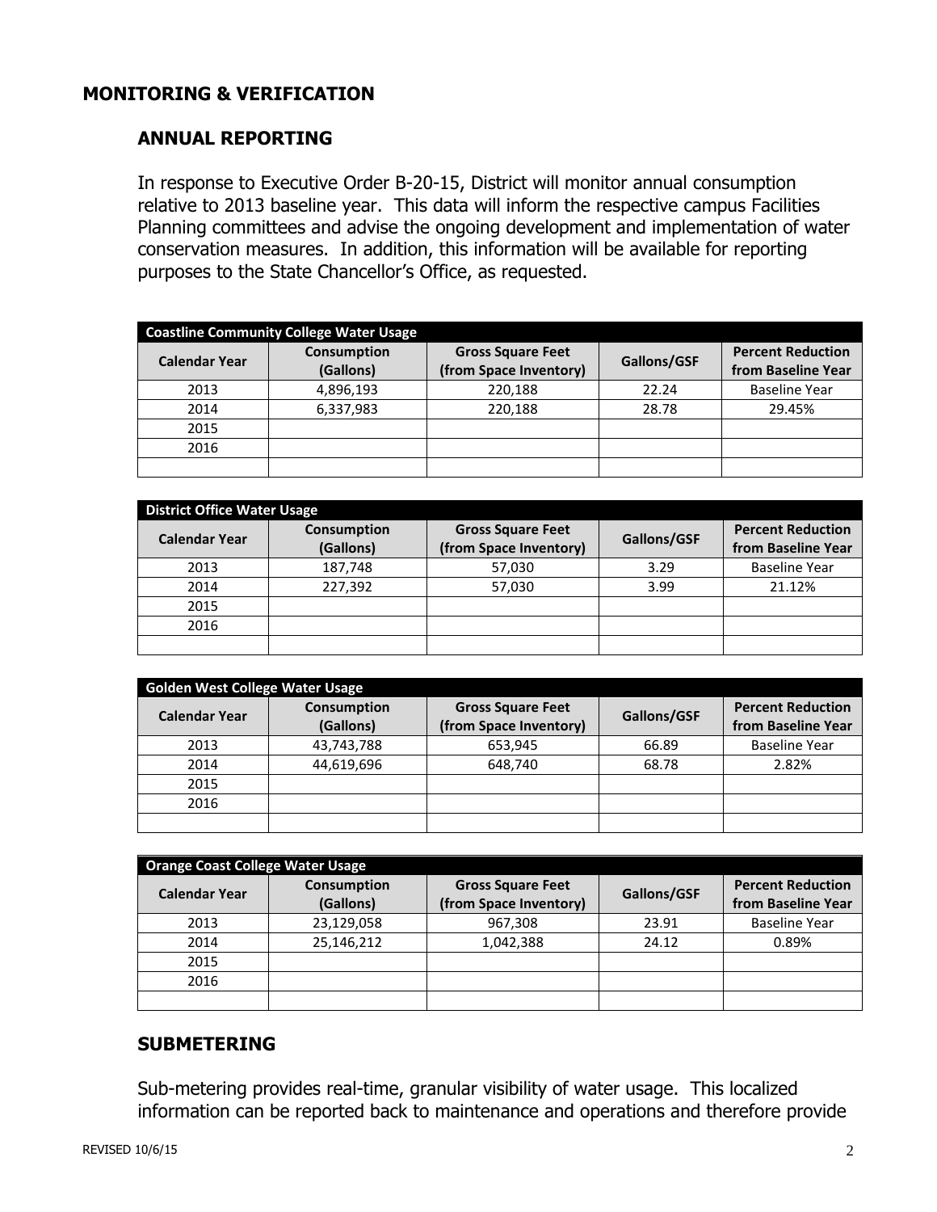# MONITORING & VERIFICATION

## ANNUAL REPORTING

In response to Executive Order B-20-15, District will monitor annual consumption relative to 2013 baseline year. This data will inform the respective campus Facilities Planning committees and advise the ongoing development and implementation of water conservation measures. In addition, this information will be available for reporting purposes to the State Chancellor's Office, as requested.

| Coastline Community College Water Usage | | | | |
|---|---|---|---|---|
| **Calendar Year** | **Consumption (Gallons)** | **Gross Square Feet (from Space Inventory)** | **Gallons/GSF** | **Percent Reduction from Baseline Year** |
| 2013 | 4,896,193 | 220,188 | 22.24 | Baseline Year |
| 2014 | 6,337,983 | 220,188 | 28.78 | 29.45% |
| 2015 | | | | |
| 2016 | | | | |
| | | | | |

| District Office Water Usage | | | | |
|---|---|---|---|---|
| **Calendar Year** | **Consumption (Gallons)** | **Gross Square Feet (from Space Inventory)** | **Gallons/GSF** | **Percent Reduction from Baseline Year** |
| 2013 | 187,748 | 57,030 | 3.29 | Baseline Year |
| 2014 | 227,392 | 57,030 | 3.99 | 21.12% |
| 2015 | | | | |
| 2016 | | | | |
| | | | | |

| Golden West College Water Usage | | | | |
|---|---|---|---|---|
| **Calendar Year** | **Consumption (Gallons)** | **Gross Square Feet (from Space Inventory)** | **Gallons/GSF** | **Percent Reduction from Baseline Year** |
| 2013 | 43,743,788 | 653,945 | 66.89 | Baseline Year |
| 2014 | 44,619,696 | 648,740 | 68.78 | 2.82% |
| 2015 | | | | |
| 2016 | | | | |
| | | | | |

| Orange Coast College Water Usage | | | | |
|---|---|---|---|---|
| **Calendar Year** | **Consumption (Gallons)** | **Gross Square Feet (from Space Inventory)** | **Gallons/GSF** | **Percent Reduction from Baseline Year** |
| 2013 | 23,129,058 | 967,308 | 23.91 | Baseline Year |
| 2014 | 25,146,212 | 1,042,388 | 24.12 | 0.89% |
| 2015 | | | | |
| 2016 | | | | |
| | | | | |

## SUBMETERING

Sub-metering provides real-time, granular visibility of water usage. This localized information can be reported back to maintenance and operations and therefore provide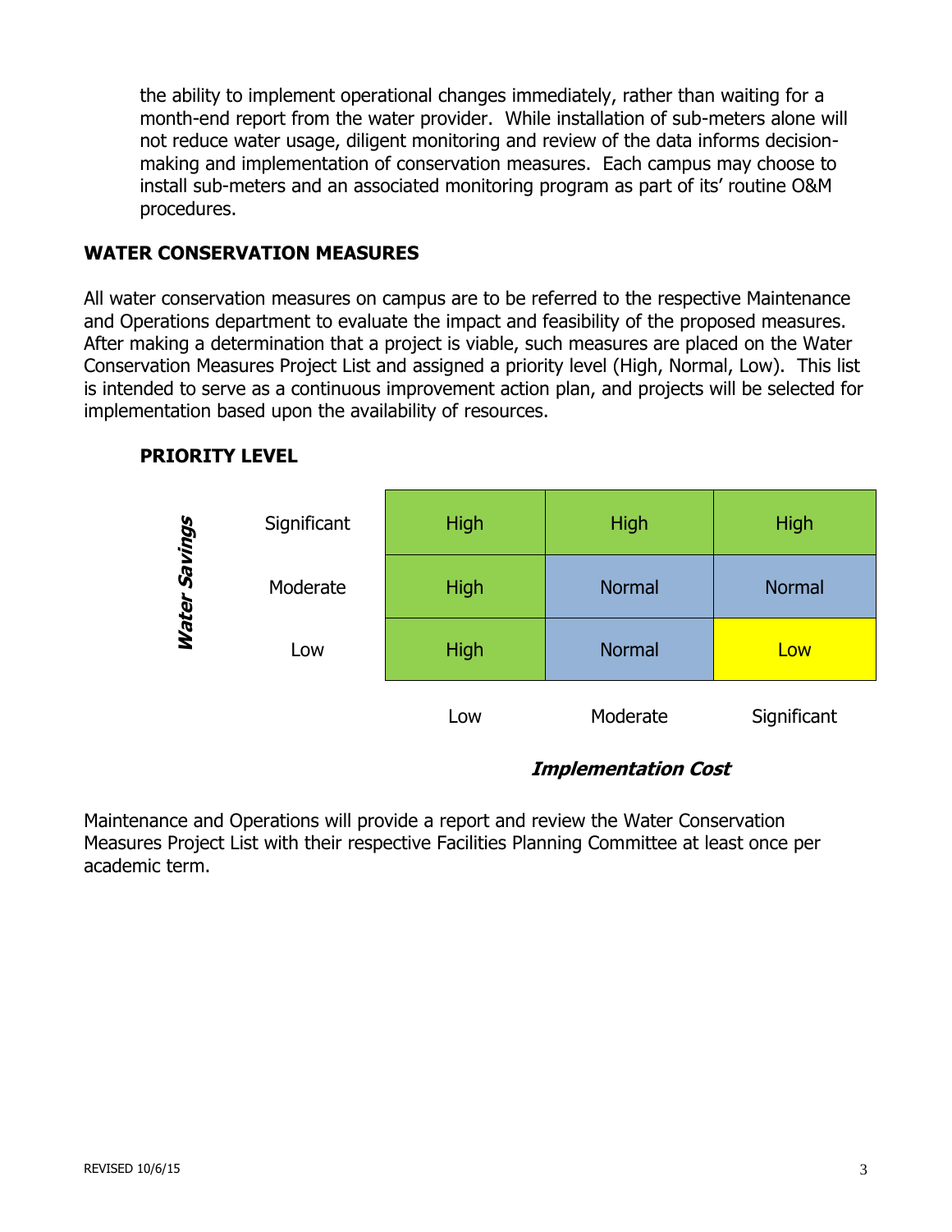the ability to implement operational changes immediately, rather than waiting for a month-end report from the water provider. While installation of sub-meters alone will not reduce water usage, diligent monitoring and review of the data informs decision-making and implementation of conservation measures. Each campus may choose to install sub-meters and an associated monitoring program as part of its' routine O&M procedures.

## WATER CONSERVATION MEASURES

All water conservation measures on campus are to be referred to the respective Maintenance and Operations department to evaluate the impact and feasibility of the proposed measures. After making a determination that a project is viable, such measures are placed on the Water Conservation Measures Project List and assigned a priority level (High, Normal, Low). This list is intended to serve as a continuous improvement action plan, and projects will be selected for implementation based upon the availability of resources.

### PRIORITY LEVEL

| *Water Savings* \ *Implementation Cost* | Low | Moderate | Significant |
|---|---|---|---|
| Significant | High | High | High |
| Moderate | High | Normal | Normal |
| Low | High | Normal | Low |

Maintenance and Operations will provide a report and review the Water Conservation Measures Project List with their respective Facilities Planning Committee at least once per academic term.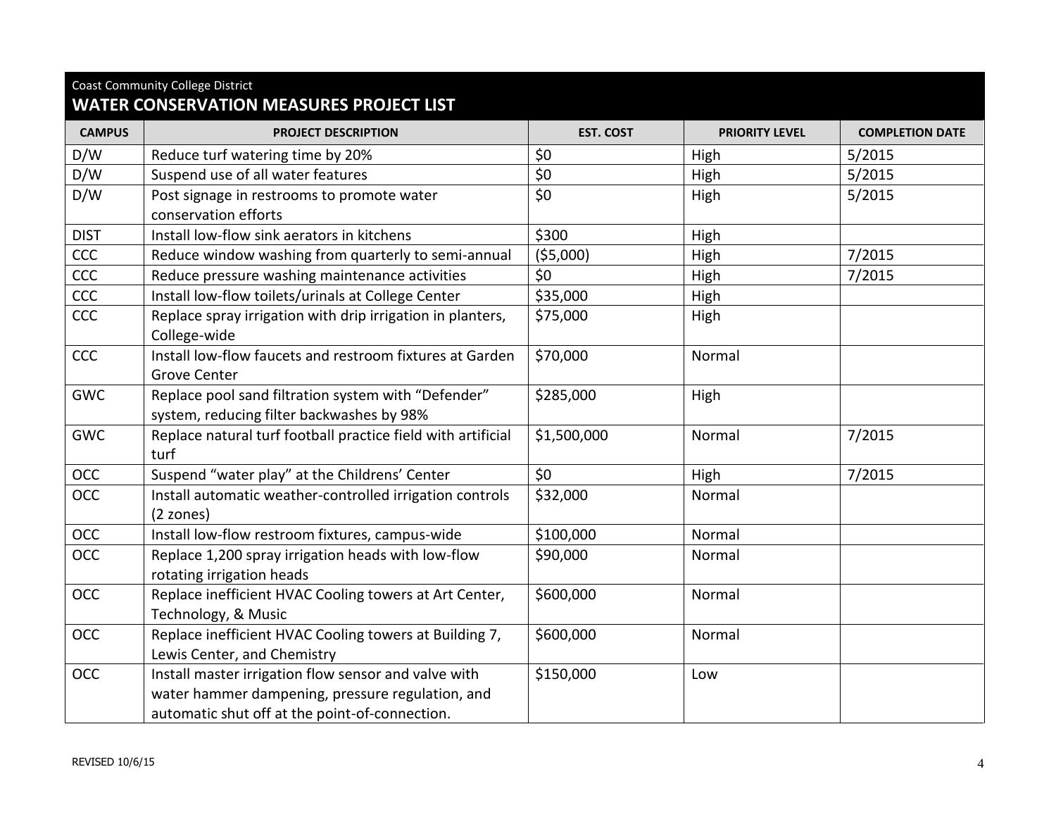Coast Community College District

## WATER CONSERVATION MEASURES PROJECT LIST

| CAMPUS | PROJECT DESCRIPTION | EST. COST | PRIORITY LEVEL | COMPLETION DATE |
|---|---|---|---|---|
| D/W | Reduce turf watering time by 20% | $0 | High | 5/2015 |
| D/W | Suspend use of all water features | $0 | High | 5/2015 |
| D/W | Post signage in restrooms to promote water conservation efforts | $0 | High | 5/2015 |
| DIST | Install low-flow sink aerators in kitchens | $300 | High | |
| CCC | Reduce window washing from quarterly to semi-annual | ($5,000) | High | 7/2015 |
| CCC | Reduce pressure washing maintenance activities | $0 | High | 7/2015 |
| CCC | Install low-flow toilets/urinals at College Center | $35,000 | High | |
| CCC | Replace spray irrigation with drip irrigation in planters, College-wide | $75,000 | High | |
| CCC | Install low-flow faucets and restroom fixtures at Garden Grove Center | $70,000 | Normal | |
| GWC | Replace pool sand filtration system with "Defender" system, reducing filter backwashes by 98% | $285,000 | High | |
| GWC | Replace natural turf football practice field with artificial turf | $1,500,000 | Normal | 7/2015 |
| OCC | Suspend "water play" at the Childrens' Center | $0 | High | 7/2015 |
| OCC | Install automatic weather-controlled irrigation controls (2 zones) | $32,000 | Normal | |
| OCC | Install low-flow restroom fixtures, campus-wide | $100,000 | Normal | |
| OCC | Replace 1,200 spray irrigation heads with low-flow rotating irrigation heads | $90,000 | Normal | |
| OCC | Replace inefficient HVAC Cooling towers at Art Center, Technology, & Music | $600,000 | Normal | |
| OCC | Replace inefficient HVAC Cooling towers at Building 7, Lewis Center, and Chemistry | $600,000 | Normal | |
| OCC | Install master irrigation flow sensor and valve with water hammer dampening, pressure regulation, and automatic shut off at the point-of-connection. | $150,000 | Low | |

REVISED 10/6/15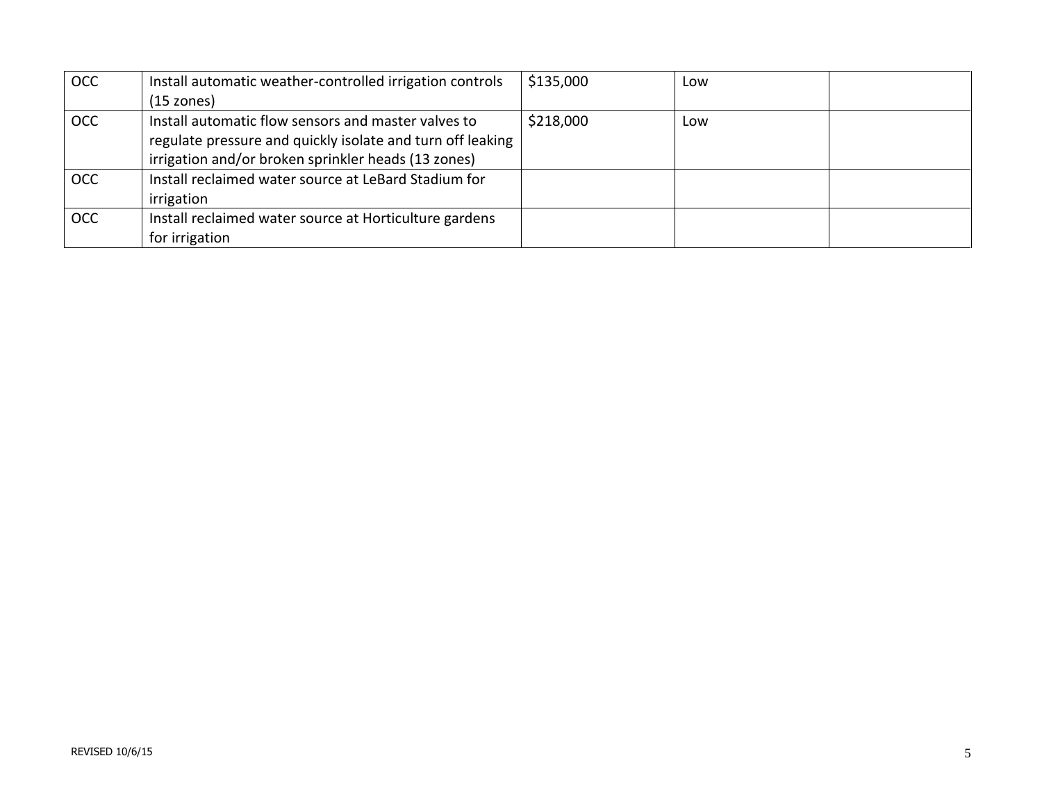| | | | | |
|---|---|---|---|---|
| OCC | Install automatic weather-controlled irrigation controls (15 zones) | $135,000 | Low | |
| OCC | Install automatic flow sensors and master valves to regulate pressure and quickly isolate and turn off leaking irrigation and/or broken sprinkler heads (13 zones) | $218,000 | Low | |
| OCC | Install reclaimed water source at LeBard Stadium for irrigation | | | |
| OCC | Install reclaimed water source at Horticulture gardens for irrigation | | | |

REVISED 10/6/15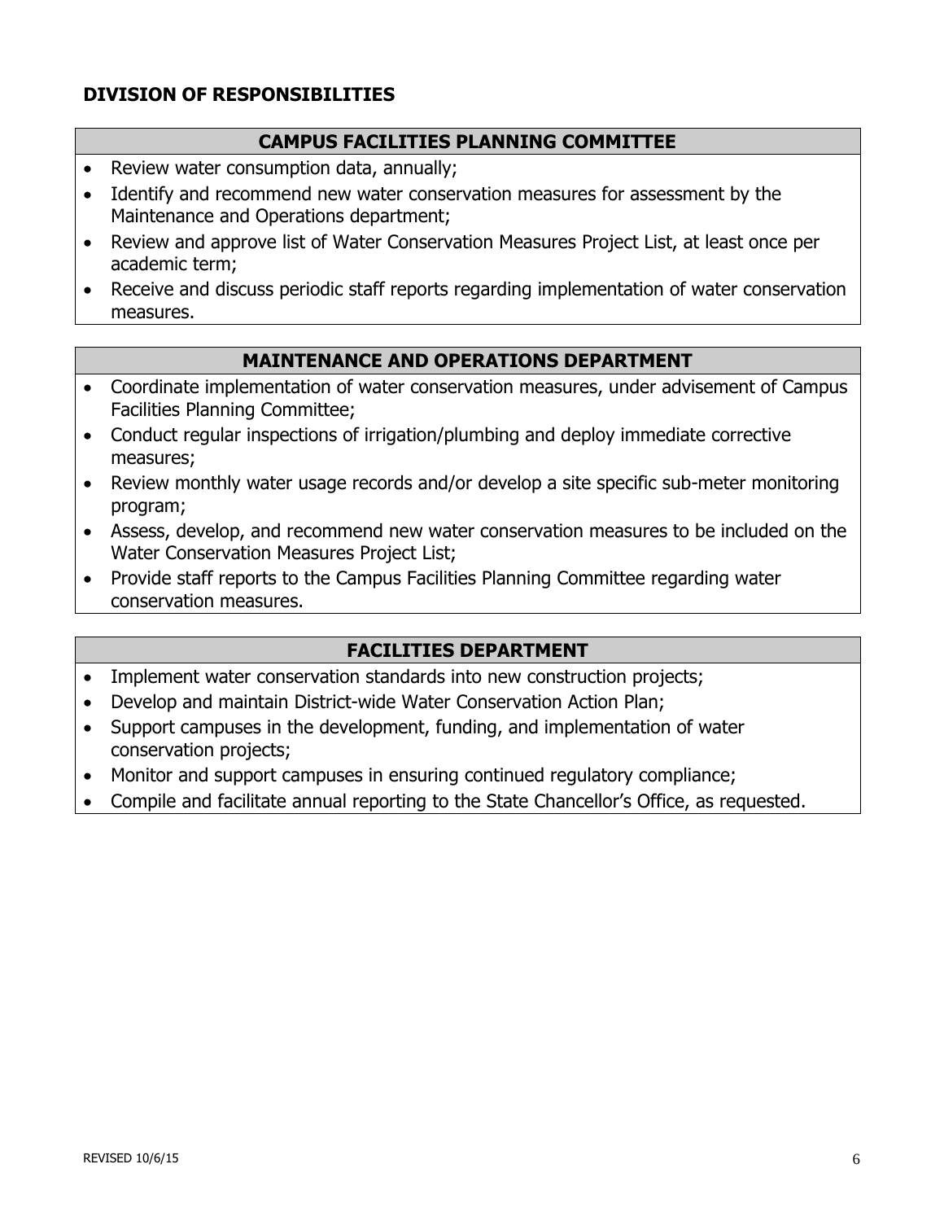## DIVISION OF RESPONSIBILITIES

### CAMPUS FACILITIES PLANNING COMMITTEE

- Review water consumption data, annually;
- Identify and recommend new water conservation measures for assessment by the Maintenance and Operations department;
- Review and approve list of Water Conservation Measures Project List, at least once per academic term;
- Receive and discuss periodic staff reports regarding implementation of water conservation measures.

### MAINTENANCE AND OPERATIONS DEPARTMENT

- Coordinate implementation of water conservation measures, under advisement of Campus Facilities Planning Committee;
- Conduct regular inspections of irrigation/plumbing and deploy immediate corrective measures;
- Review monthly water usage records and/or develop a site specific sub-meter monitoring program;
- Assess, develop, and recommend new water conservation measures to be included on the Water Conservation Measures Project List;
- Provide staff reports to the Campus Facilities Planning Committee regarding water conservation measures.

### FACILITIES DEPARTMENT

- Implement water conservation standards into new construction projects;
- Develop and maintain District-wide Water Conservation Action Plan;
- Support campuses in the development, funding, and implementation of water conservation projects;
- Monitor and support campuses in ensuring continued regulatory compliance;
- Compile and facilitate annual reporting to the State Chancellor's Office, as requested.

REVISED 10/6/15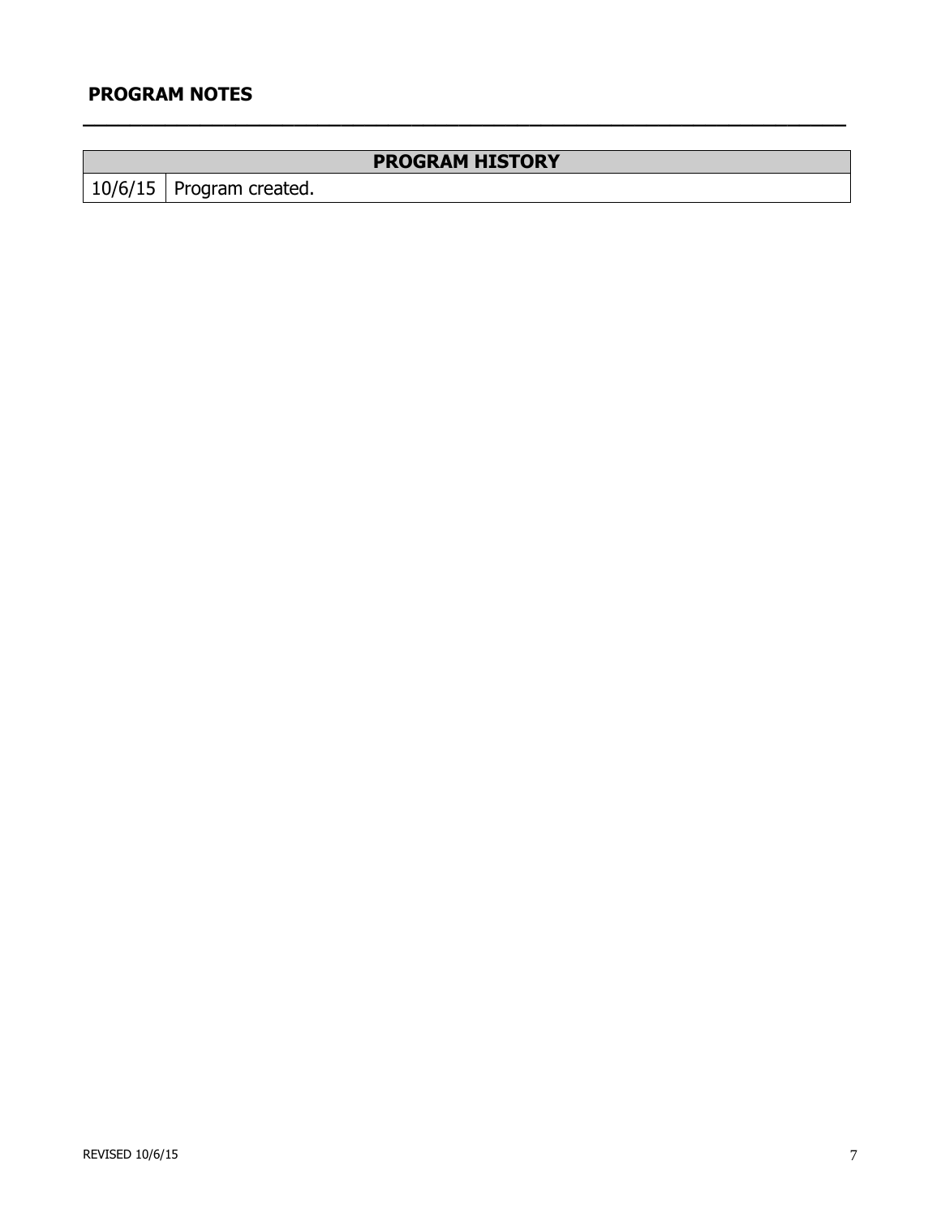## PROGRAM NOTES

| PROGRAM HISTORY | |
|---|---|
| 10/6/15 | Program created. |